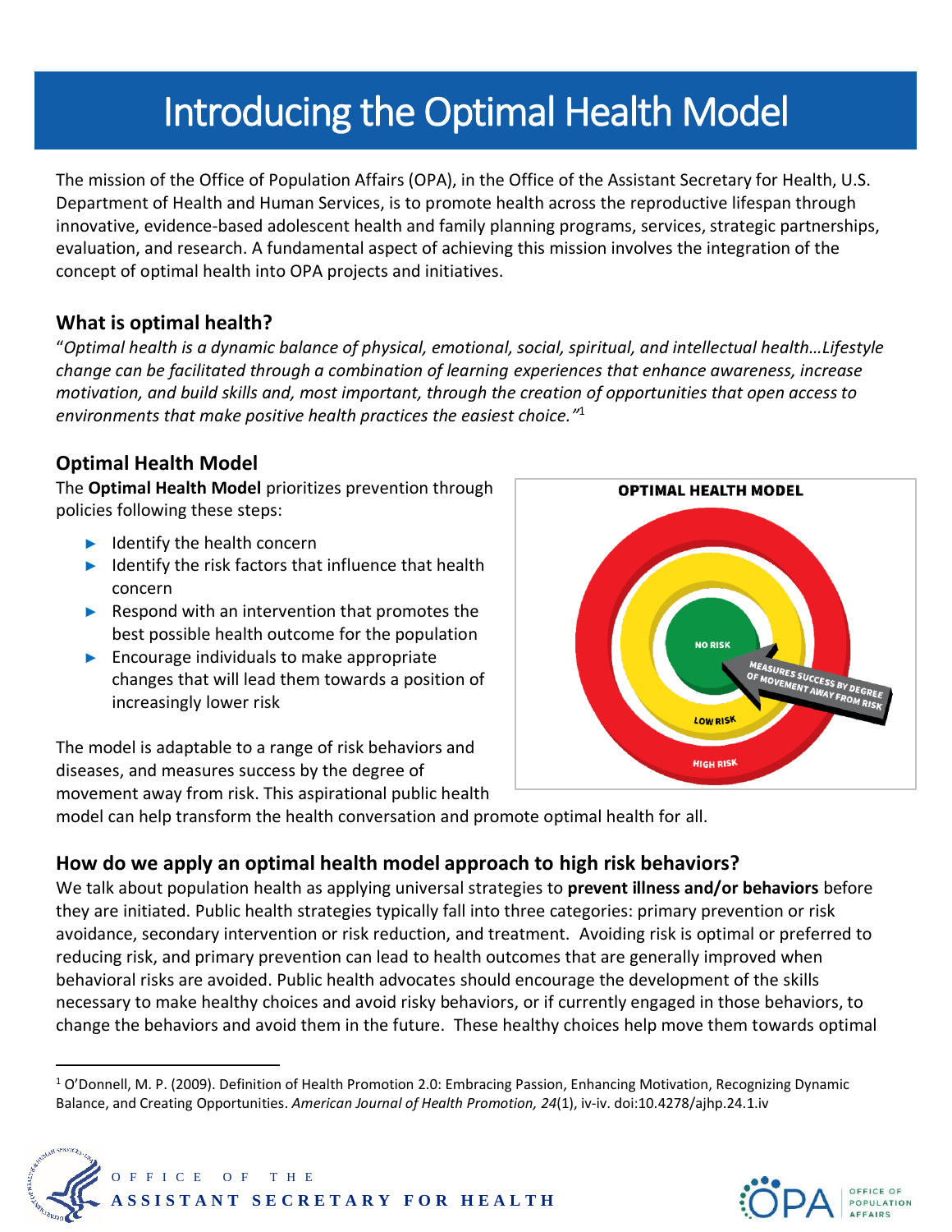# Introducing the Optimal Health Model

The mission of the Office of Population Affairs (OPA), in the Office of the Assistant Secretary for Health, U.S. Department of Health and Human Services, is to promote health across the reproductive lifespan through innovative, evidence-based adolescent health and family planning programs, services, strategic partnerships, evaluation, and research. A fundamental aspect of achieving this mission involves the integration of the concept of optimal health into OPA projects and initiatives.

## What is optimal health?

"*Optimal health is a dynamic balance of physical, emotional, social, spiritual, and intellectual health…Lifestyle change can be facilitated through a combination of learning experiences that enhance awareness, increase motivation, and build skills and, most important, through the creation of opportunities that open access to environments that make positive health practices the easiest choice."*[1]

## Optimal Health Model

The **Optimal Health Model** prioritizes prevention through policies following these steps:

- Identify the health concern
- Identify the risk factors that influence that health concern
- Respond with an intervention that promotes the best possible health outcome for the population
- Encourage individuals to make appropriate changes that will lead them towards a position of increasingly lower risk

OPTIMAL HEALTH MODEL

NO RISK

LOW RISK

HIGH RISK

MEASURES SUCCESS BY DEGREE OF MOVEMENT AWAY FROM RISK

The model is adaptable to a range of risk behaviors and diseases, and measures success by the degree of movement away from risk. This aspirational public health model can help transform the health conversation and promote optimal health for all.

## How do we apply an optimal health model approach to high risk behaviors?

We talk about population health as applying universal strategies to **prevent illness and/or behaviors** before they are initiated. Public health strategies typically fall into three categories: primary prevention or risk avoidance, secondary intervention or risk reduction, and treatment. Avoiding risk is optimal or preferred to reducing risk, and primary prevention can lead to health outcomes that are generally improved when behavioral risks are avoided. Public health advocates should encourage the development of the skills necessary to make healthy choices and avoid risky behaviors, or if currently engaged in those behaviors, to change the behaviors and avoid them in the future. These healthy choices help move them towards optimal

---

[1] O'Donnell, M. P. (2009). Definition of Health Promotion 2.0: Embracing Passion, Enhancing Motivation, Recognizing Dynamic Balance, and Creating Opportunities. *American Journal of Health Promotion, 24*(1), iv-iv. doi:10.4278/ajhp.24.1.iv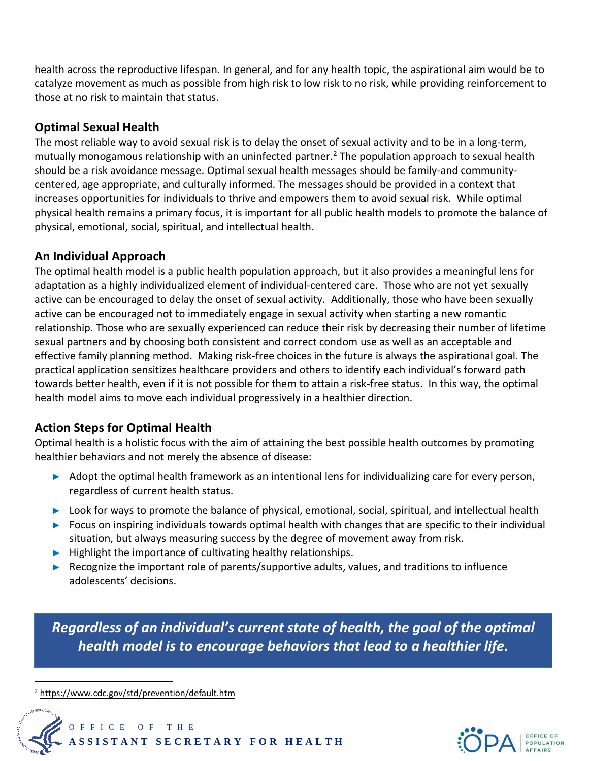health across the reproductive lifespan. In general, and for any health topic, the aspirational aim would be to catalyze movement as much as possible from high risk to low risk to no risk, while providing reinforcement to those at no risk to maintain that status.

## Optimal Sexual Health

The most reliable way to avoid sexual risk is to delay the onset of sexual activity and to be in a long-term, mutually monogamous relationship with an uninfected partner.[2] The population approach to sexual health should be a risk avoidance message. Optimal sexual health messages should be family-and community-centered, age appropriate, and culturally informed. The messages should be provided in a context that increases opportunities for individuals to thrive and empowers them to avoid sexual risk. While optimal physical health remains a primary focus, it is important for all public health models to promote the balance of physical, emotional, social, spiritual, and intellectual health.

## An Individual Approach

The optimal health model is a public health population approach, but it also provides a meaningful lens for adaptation as a highly individualized element of individual-centered care. Those who are not yet sexually active can be encouraged to delay the onset of sexual activity. Additionally, those who have been sexually active can be encouraged not to immediately engage in sexual activity when starting a new romantic relationship. Those who are sexually experienced can reduce their risk by decreasing their number of lifetime sexual partners and by choosing both consistent and correct condom use as well as an acceptable and effective family planning method. Making risk-free choices in the future is always the aspirational goal. The practical application sensitizes healthcare providers and others to identify each individual's forward path towards better health, even if it is not possible for them to attain a risk-free status. In this way, the optimal health model aims to move each individual progressively in a healthier direction.

## Action Steps for Optimal Health

Optimal health is a holistic focus with the aim of attaining the best possible health outcomes by promoting healthier behaviors and not merely the absence of disease:

- Adopt the optimal health framework as an intentional lens for individualizing care for every person, regardless of current health status.
- Look for ways to promote the balance of physical, emotional, social, spiritual, and intellectual health
- Focus on inspiring individuals towards optimal health with changes that are specific to their individual situation, but always measuring success by the degree of movement away from risk.
- Highlight the importance of cultivating healthy relationships.
- Recognize the important role of parents/supportive adults, values, and traditions to influence adolescents' decisions.

***Regardless of an individual's current state of health, the goal of the optimal health model is to encourage behaviors that lead to a healthier life.***

[2] https://www.cdc.gov/std/prevention/default.htm